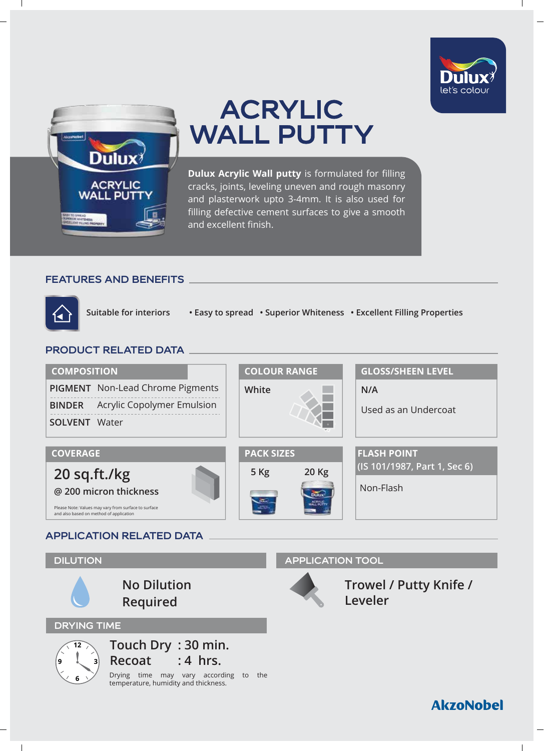# ACRYLIC WALL PUTTY

**Dulux Acrylic Wall putty** is formulated for filling cracks, joints, leveling uneven and rough masonry and plasterwork upto 3-4mm. It is also used for filling defective cement surfaces to give a smooth and excellent finish.

## FEATURES AND BENEFITS

Suitable for interiors

- Easy to spread
- Superior Whiteness
- Excellent Filling Properties

## PRODUCT RELATED DATA

### COMPOSITION

| | |
|---|---|
| PIGMENT | Non-Lead Chrome Pigments |
| BINDER | Acrylic Copolymer Emulsion |
| SOLVENT | Water |

### COLOUR RANGE

White

### GLOSS/SHEEN LEVEL

N/A

Used as an Undercoat

### COVERAGE

20 sq.ft./kg

@ 200 micron thickness

Please Note: Values may vary from surface to surface and also based on method of application

### PACK SIZES

5 Kg | 20 Kg

### FLASH POINT (IS 101/1987, Part 1, Sec 6)

Non-Flash

## APPLICATION RELATED DATA

### DILUTION

No Dilution Required

### APPLICATION TOOL

Trowel / Putty Knife / Leveler

### DRYING TIME

Touch Dry : 30 min.

Recoat : 4 hrs.

Drying time may vary according to the temperature, humidity and thickness.

AkzoNobel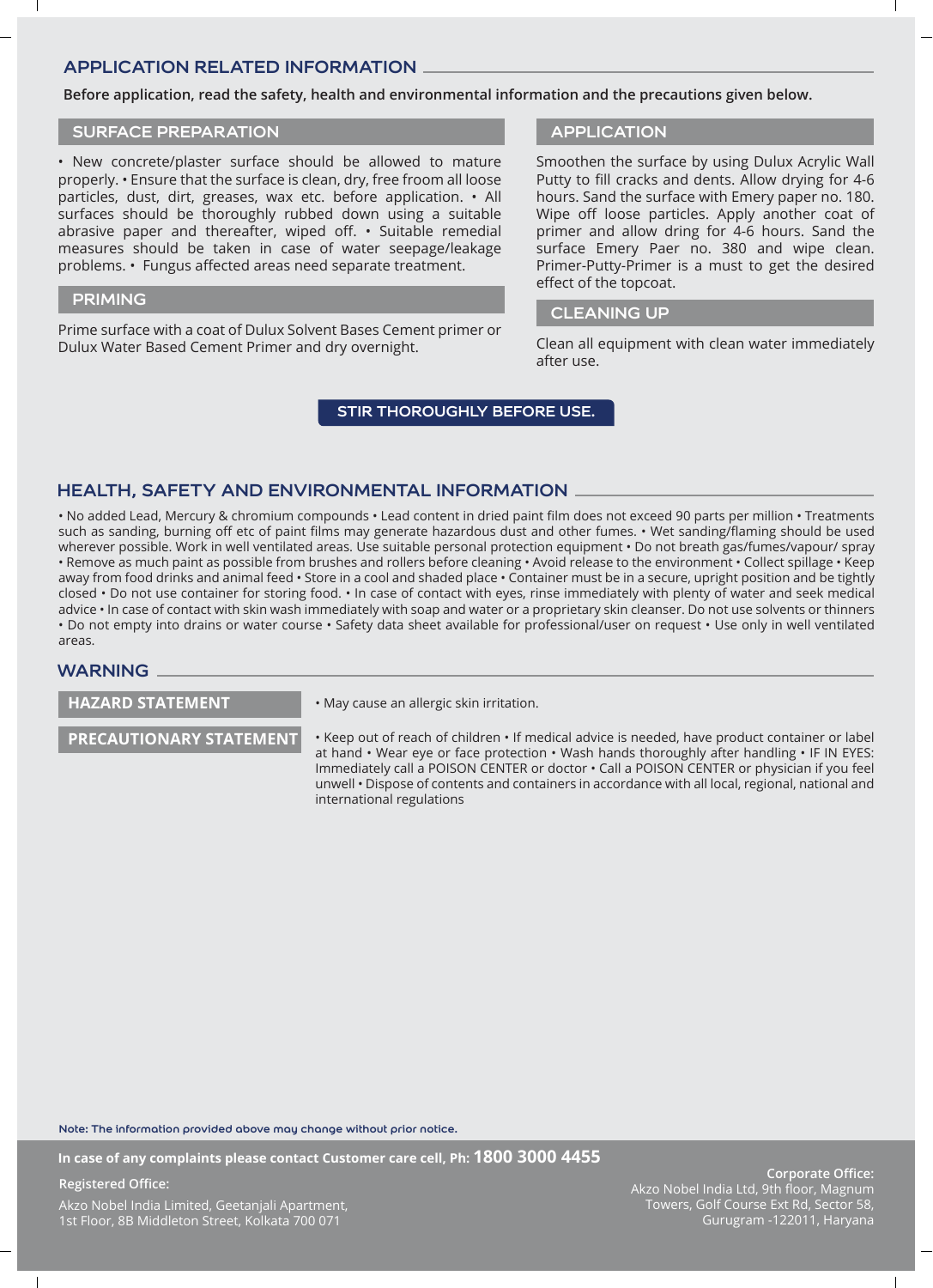## APPLICATION RELATED INFORMATION

**Before application, read the safety, health and environmental information and the precautions given below.**

### SURFACE PREPARATION

• New concrete/plaster surface should be allowed to mature properly. • Ensure that the surface is clean, dry, free froom all loose particles, dust, dirt, greases, wax etc. before application. • All surfaces should be thoroughly rubbed down using a suitable abrasive paper and thereafter, wiped off. • Suitable remedial measures should be taken in case of water seepage/leakage problems. • Fungus affected areas need separate treatment.

### PRIMING

Prime surface with a coat of Dulux Solvent Bases Cement primer or Dulux Water Based Cement Primer and dry overnight.

### APPLICATION

Smoothen the surface by using Dulux Acrylic Wall Putty to fill cracks and dents. Allow drying for 4-6 hours. Sand the surface with Emery paper no. 180. Wipe off loose particles. Apply another coat of primer and allow dring for 4-6 hours. Sand the surface Emery Paer no. 380 and wipe clean. Primer-Putty-Primer is a must to get the desired effect of the topcoat.

### CLEANING UP

Clean all equipment with clean water immediately after use.

**STIR THOROUGHLY BEFORE USE.**

## HEALTH, SAFETY AND ENVIRONMENTAL INFORMATION

• No added Lead, Mercury & chromium compounds • Lead content in dried paint film does not exceed 90 parts per million • Treatments such as sanding, burning off etc of paint films may generate hazardous dust and other fumes. • Wet sanding/flaming should be used wherever possible. Work in well ventilated areas. Use suitable personal protection equipment • Do not breath gas/fumes/vapour/ spray • Remove as much paint as possible from brushes and rollers before cleaning • Avoid release to the environment • Collect spillage • Keep away from food drinks and animal feed • Store in a cool and shaded place • Container must be in a secure, upright position and be tightly closed • Do not use container for storing food. • In case of contact with eyes, rinse immediately with plenty of water and seek medical advice • In case of contact with skin wash immediately with soap and water or a proprietary skin cleanser. Do not use solvents or thinners • Do not empty into drains or water course • Safety data sheet available for professional/user on request • Use only in well ventilated areas.

## WARNING

**HAZARD STATEMENT**

• May cause an allergic skin irritation.

**PRECAUTIONARY STATEMENT**

• Keep out of reach of children • If medical advice is needed, have product container or label at hand • Wear eye or face protection • Wash hands thoroughly after handling • IF IN EYES: Immediately call a POISON CENTER or doctor • Call a POISON CENTER or physician if you feel unwell • Dispose of contents and containers in accordance with all local, regional, national and international regulations

Note: The information provided above may change without prior notice.

**In case of any complaints please contact Customer care cell, Ph: 1800 3000 4455**

**Registered Office:**
Akzo Nobel India Limited, Geetanjali Apartment,
1st Floor, 8B Middleton Street, Kolkata 700 071

**Corporate Office:**
Akzo Nobel India Ltd, 9th floor, Magnum Towers, Golf Course Ext Rd, Sector 58, Gurugram -122011, Haryana